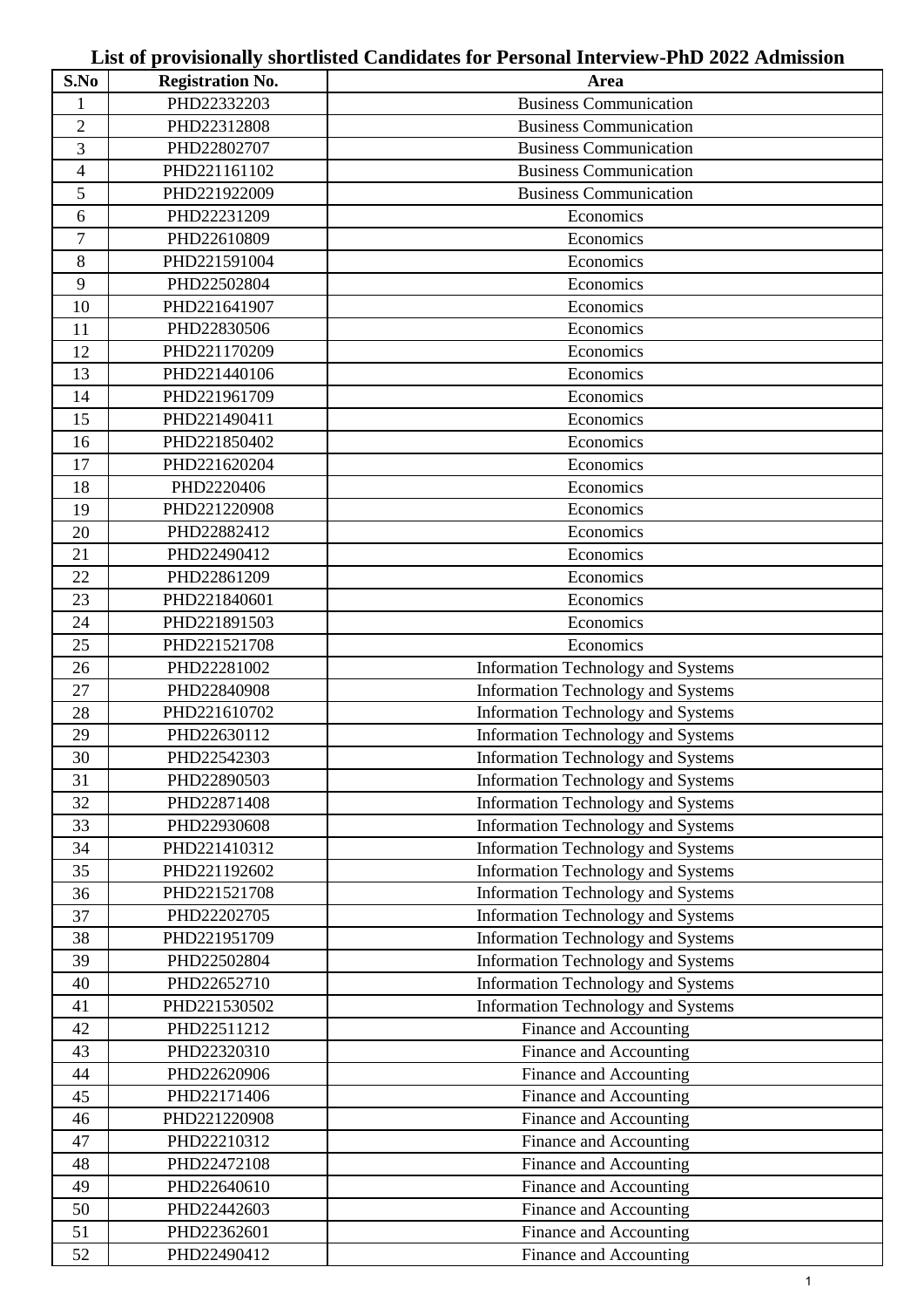# List of provisionally shortlisted Candidates for Personal Interview-PhD 2022 Admission

| S.No | Registration No. | Area |
|---|---|---|
| 1 | PHD22332203 | Business Communication |
| 2 | PHD22312808 | Business Communication |
| 3 | PHD22802707 | Business Communication |
| 4 | PHD221161102 | Business Communication |
| 5 | PHD221922009 | Business Communication |
| 6 | PHD22231209 | Economics |
| 7 | PHD22610809 | Economics |
| 8 | PHD221591004 | Economics |
| 9 | PHD22502804 | Economics |
| 10 | PHD221641907 | Economics |
| 11 | PHD22830506 | Economics |
| 12 | PHD221170209 | Economics |
| 13 | PHD221440106 | Economics |
| 14 | PHD221961709 | Economics |
| 15 | PHD221490411 | Economics |
| 16 | PHD221850402 | Economics |
| 17 | PHD221620204 | Economics |
| 18 | PHD2220406 | Economics |
| 19 | PHD221220908 | Economics |
| 20 | PHD22882412 | Economics |
| 21 | PHD22490412 | Economics |
| 22 | PHD22861209 | Economics |
| 23 | PHD221840601 | Economics |
| 24 | PHD221891503 | Economics |
| 25 | PHD221521708 | Economics |
| 26 | PHD22281002 | Information Technology and Systems |
| 27 | PHD22840908 | Information Technology and Systems |
| 28 | PHD221610702 | Information Technology and Systems |
| 29 | PHD22630112 | Information Technology and Systems |
| 30 | PHD22542303 | Information Technology and Systems |
| 31 | PHD22890503 | Information Technology and Systems |
| 32 | PHD22871408 | Information Technology and Systems |
| 33 | PHD22930608 | Information Technology and Systems |
| 34 | PHD221410312 | Information Technology and Systems |
| 35 | PHD221192602 | Information Technology and Systems |
| 36 | PHD221521708 | Information Technology and Systems |
| 37 | PHD22202705 | Information Technology and Systems |
| 38 | PHD221951709 | Information Technology and Systems |
| 39 | PHD22502804 | Information Technology and Systems |
| 40 | PHD22652710 | Information Technology and Systems |
| 41 | PHD221530502 | Information Technology and Systems |
| 42 | PHD22511212 | Finance and Accounting |
| 43 | PHD22320310 | Finance and Accounting |
| 44 | PHD22620906 | Finance and Accounting |
| 45 | PHD22171406 | Finance and Accounting |
| 46 | PHD221220908 | Finance and Accounting |
| 47 | PHD22210312 | Finance and Accounting |
| 48 | PHD22472108 | Finance and Accounting |
| 49 | PHD22640610 | Finance and Accounting |
| 50 | PHD22442603 | Finance and Accounting |
| 51 | PHD22362601 | Finance and Accounting |
| 52 | PHD22490412 | Finance and Accounting |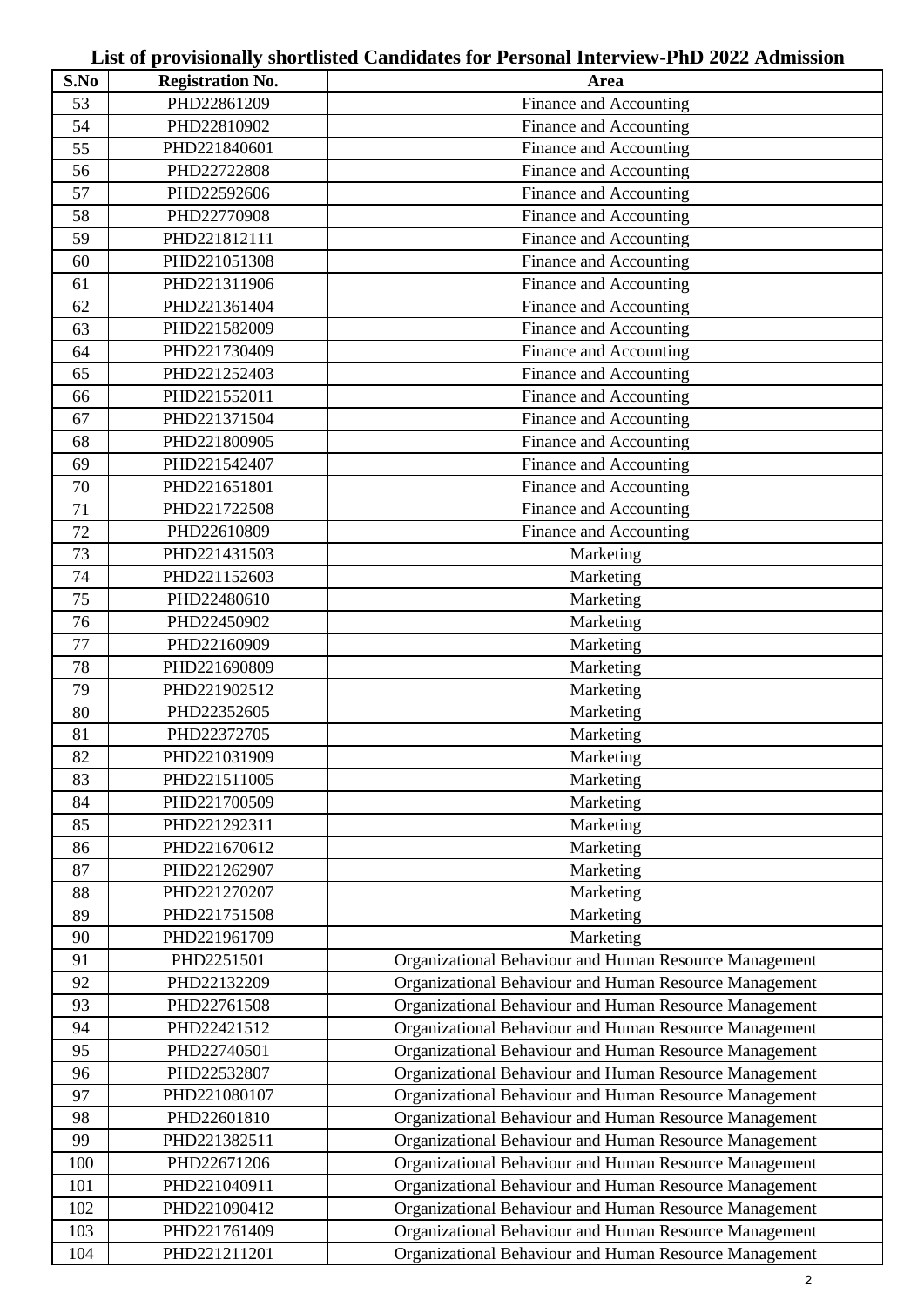# List of provisionally shortlisted Candidates for Personal Interview-PhD 2022 Admission

| S.No | Registration No. | Area |
|---|---|---|
| 53 | PHD22861209 | Finance and Accounting |
| 54 | PHD22810902 | Finance and Accounting |
| 55 | PHD221840601 | Finance and Accounting |
| 56 | PHD22722808 | Finance and Accounting |
| 57 | PHD22592606 | Finance and Accounting |
| 58 | PHD22770908 | Finance and Accounting |
| 59 | PHD221812111 | Finance and Accounting |
| 60 | PHD221051308 | Finance and Accounting |
| 61 | PHD221311906 | Finance and Accounting |
| 62 | PHD221361404 | Finance and Accounting |
| 63 | PHD221582009 | Finance and Accounting |
| 64 | PHD221730409 | Finance and Accounting |
| 65 | PHD221252403 | Finance and Accounting |
| 66 | PHD221552011 | Finance and Accounting |
| 67 | PHD221371504 | Finance and Accounting |
| 68 | PHD221800905 | Finance and Accounting |
| 69 | PHD221542407 | Finance and Accounting |
| 70 | PHD221651801 | Finance and Accounting |
| 71 | PHD221722508 | Finance and Accounting |
| 72 | PHD22610809 | Finance and Accounting |
| 73 | PHD221431503 | Marketing |
| 74 | PHD221152603 | Marketing |
| 75 | PHD22480610 | Marketing |
| 76 | PHD22450902 | Marketing |
| 77 | PHD22160909 | Marketing |
| 78 | PHD221690809 | Marketing |
| 79 | PHD221902512 | Marketing |
| 80 | PHD22352605 | Marketing |
| 81 | PHD22372705 | Marketing |
| 82 | PHD221031909 | Marketing |
| 83 | PHD221511005 | Marketing |
| 84 | PHD221700509 | Marketing |
| 85 | PHD221292311 | Marketing |
| 86 | PHD221670612 | Marketing |
| 87 | PHD221262907 | Marketing |
| 88 | PHD221270207 | Marketing |
| 89 | PHD221751508 | Marketing |
| 90 | PHD221961709 | Marketing |
| 91 | PHD2251501 | Organizational Behaviour and Human Resource Management |
| 92 | PHD22132209 | Organizational Behaviour and Human Resource Management |
| 93 | PHD22761508 | Organizational Behaviour and Human Resource Management |
| 94 | PHD22421512 | Organizational Behaviour and Human Resource Management |
| 95 | PHD22740501 | Organizational Behaviour and Human Resource Management |
| 96 | PHD22532807 | Organizational Behaviour and Human Resource Management |
| 97 | PHD221080107 | Organizational Behaviour and Human Resource Management |
| 98 | PHD22601810 | Organizational Behaviour and Human Resource Management |
| 99 | PHD221382511 | Organizational Behaviour and Human Resource Management |
| 100 | PHD22671206 | Organizational Behaviour and Human Resource Management |
| 101 | PHD221040911 | Organizational Behaviour and Human Resource Management |
| 102 | PHD221090412 | Organizational Behaviour and Human Resource Management |
| 103 | PHD221761409 | Organizational Behaviour and Human Resource Management |
| 104 | PHD221211201 | Organizational Behaviour and Human Resource Management |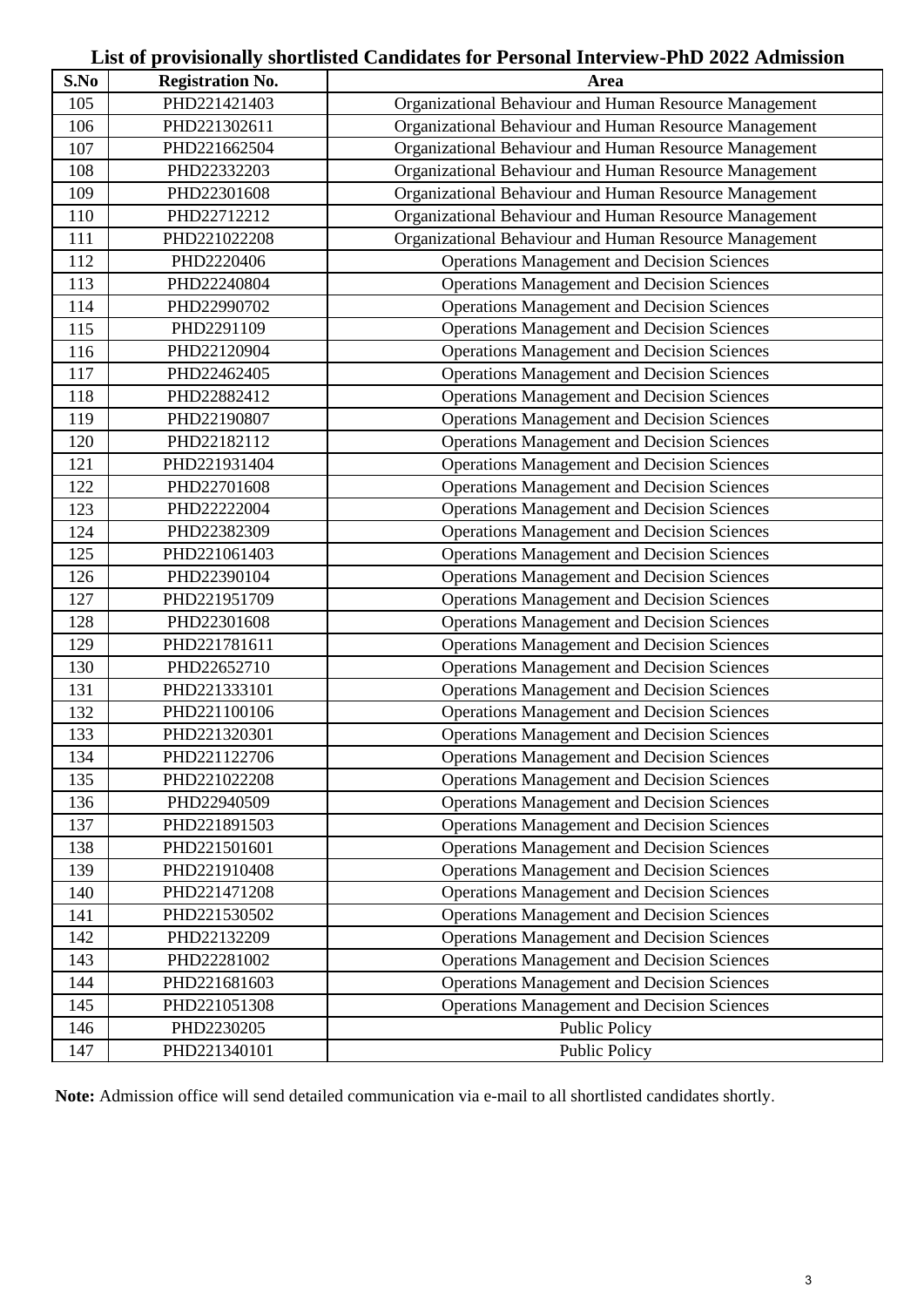# List of provisionally shortlisted Candidates for Personal Interview-PhD 2022 Admission

| S.No | Registration No. | Area |
|---|---|---|
| 105 | PHD221421403 | Organizational Behaviour and Human Resource Management |
| 106 | PHD221302611 | Organizational Behaviour and Human Resource Management |
| 107 | PHD221662504 | Organizational Behaviour and Human Resource Management |
| 108 | PHD22332203 | Organizational Behaviour and Human Resource Management |
| 109 | PHD22301608 | Organizational Behaviour and Human Resource Management |
| 110 | PHD22712212 | Organizational Behaviour and Human Resource Management |
| 111 | PHD221022208 | Organizational Behaviour and Human Resource Management |
| 112 | PHD2220406 | Operations Management and Decision Sciences |
| 113 | PHD22240804 | Operations Management and Decision Sciences |
| 114 | PHD22990702 | Operations Management and Decision Sciences |
| 115 | PHD2291109 | Operations Management and Decision Sciences |
| 116 | PHD22120904 | Operations Management and Decision Sciences |
| 117 | PHD22462405 | Operations Management and Decision Sciences |
| 118 | PHD22882412 | Operations Management and Decision Sciences |
| 119 | PHD22190807 | Operations Management and Decision Sciences |
| 120 | PHD22182112 | Operations Management and Decision Sciences |
| 121 | PHD221931404 | Operations Management and Decision Sciences |
| 122 | PHD22701608 | Operations Management and Decision Sciences |
| 123 | PHD22222004 | Operations Management and Decision Sciences |
| 124 | PHD22382309 | Operations Management and Decision Sciences |
| 125 | PHD221061403 | Operations Management and Decision Sciences |
| 126 | PHD22390104 | Operations Management and Decision Sciences |
| 127 | PHD221951709 | Operations Management and Decision Sciences |
| 128 | PHD22301608 | Operations Management and Decision Sciences |
| 129 | PHD221781611 | Operations Management and Decision Sciences |
| 130 | PHD22652710 | Operations Management and Decision Sciences |
| 131 | PHD221333101 | Operations Management and Decision Sciences |
| 132 | PHD221100106 | Operations Management and Decision Sciences |
| 133 | PHD221320301 | Operations Management and Decision Sciences |
| 134 | PHD221122706 | Operations Management and Decision Sciences |
| 135 | PHD221022208 | Operations Management and Decision Sciences |
| 136 | PHD22940509 | Operations Management and Decision Sciences |
| 137 | PHD221891503 | Operations Management and Decision Sciences |
| 138 | PHD221501601 | Operations Management and Decision Sciences |
| 139 | PHD221910408 | Operations Management and Decision Sciences |
| 140 | PHD221471208 | Operations Management and Decision Sciences |
| 141 | PHD221530502 | Operations Management and Decision Sciences |
| 142 | PHD22132209 | Operations Management and Decision Sciences |
| 143 | PHD22281002 | Operations Management and Decision Sciences |
| 144 | PHD221681603 | Operations Management and Decision Sciences |
| 145 | PHD221051308 | Operations Management and Decision Sciences |
| 146 | PHD2230205 | Public Policy |
| 147 | PHD221340101 | Public Policy |

**Note:** Admission office will send detailed communication via e-mail to all shortlisted candidates shortly.